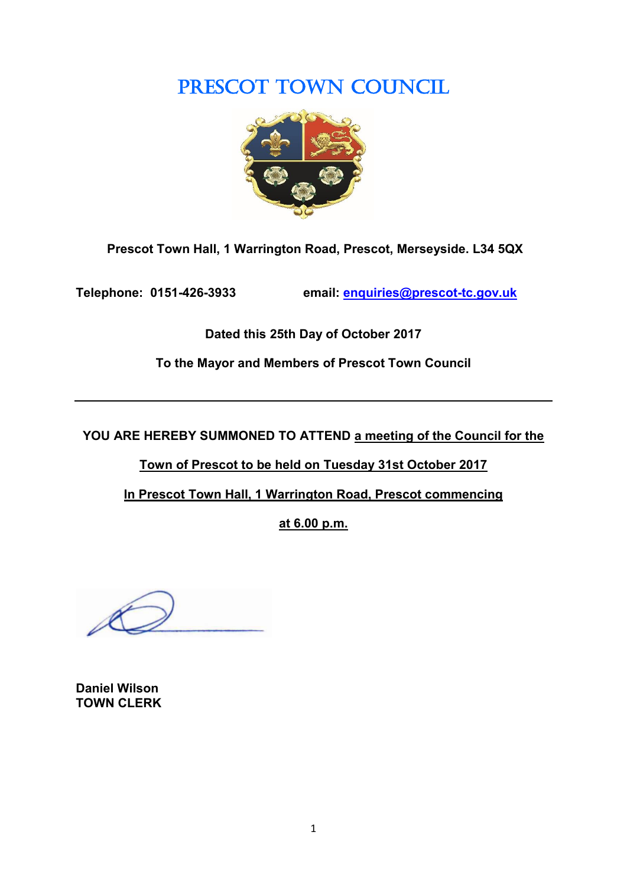# PRESCOT TOWN COUNCIL

**Prescot Town Hall, 1 Warrington Road, Prescot, Merseyside. L34 5QX**

**Telephone: 0151-426-3933** **email: enquiries@prescot-tc.gov.uk**

**Dated this 25th Day of October 2017**

**To the Mayor and Members of Prescot Town Council**

---

**YOU ARE HEREBY SUMMONED TO ATTEND a meeting of the Council for the Town of Prescot to be held on Tuesday 31st October 2017 In Prescot Town Hall, 1 Warrington Road, Prescot commencing at 6.00 p.m.**

**Daniel Wilson**
**TOWN CLERK**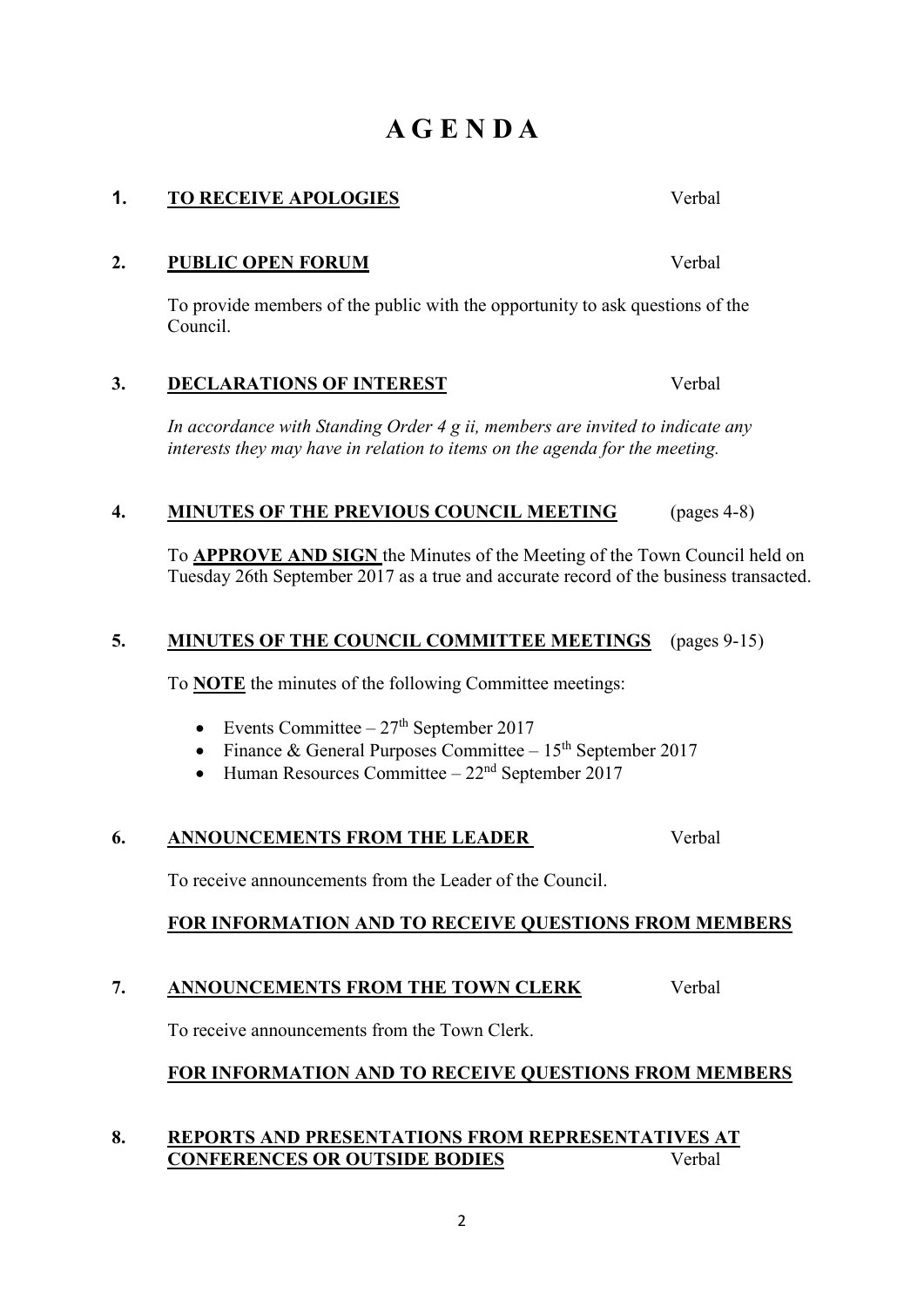# A G E N D A

**1. <u>TO RECEIVE APOLOGIES</u>** Verbal

**2. <u>PUBLIC OPEN FORUM</u>** Verbal

To provide members of the public with the opportunity to ask questions of the Council.

**3. <u>DECLARATIONS OF INTEREST</u>** Verbal

*In accordance with Standing Order 4 g ii, members are invited to indicate any interests they may have in relation to items on the agenda for the meeting.*

**4. <u>MINUTES OF THE PREVIOUS COUNCIL MEETING</u>** (pages 4-8)

To **<u>APPROVE AND SIGN</u>** the Minutes of the Meeting of the Town Council held on Tuesday 26th September 2017 as a true and accurate record of the business transacted.

**5. <u>MINUTES OF THE COUNCIL COMMITTEE MEETINGS</u>** (pages 9-15)

To **<u>NOTE</u>** the minutes of the following Committee meetings:

- Events Committee – 27th September 2017
- Finance & General Purposes Committee – 15th September 2017
- Human Resources Committee – 22nd September 2017

**6. <u>ANNOUNCEMENTS FROM THE LEADER</u>** Verbal

To receive announcements from the Leader of the Council.

**<u>FOR INFORMATION AND TO RECEIVE QUESTIONS FROM MEMBERS</u>**

**7. <u>ANNOUNCEMENTS FROM THE TOWN CLERK</u>** Verbal

To receive announcements from the Town Clerk.

**<u>FOR INFORMATION AND TO RECEIVE QUESTIONS FROM MEMBERS</u>**

**8. <u>REPORTS AND PRESENTATIONS FROM REPRESENTATIVES AT CONFERENCES OR OUTSIDE BODIES</u>** Verbal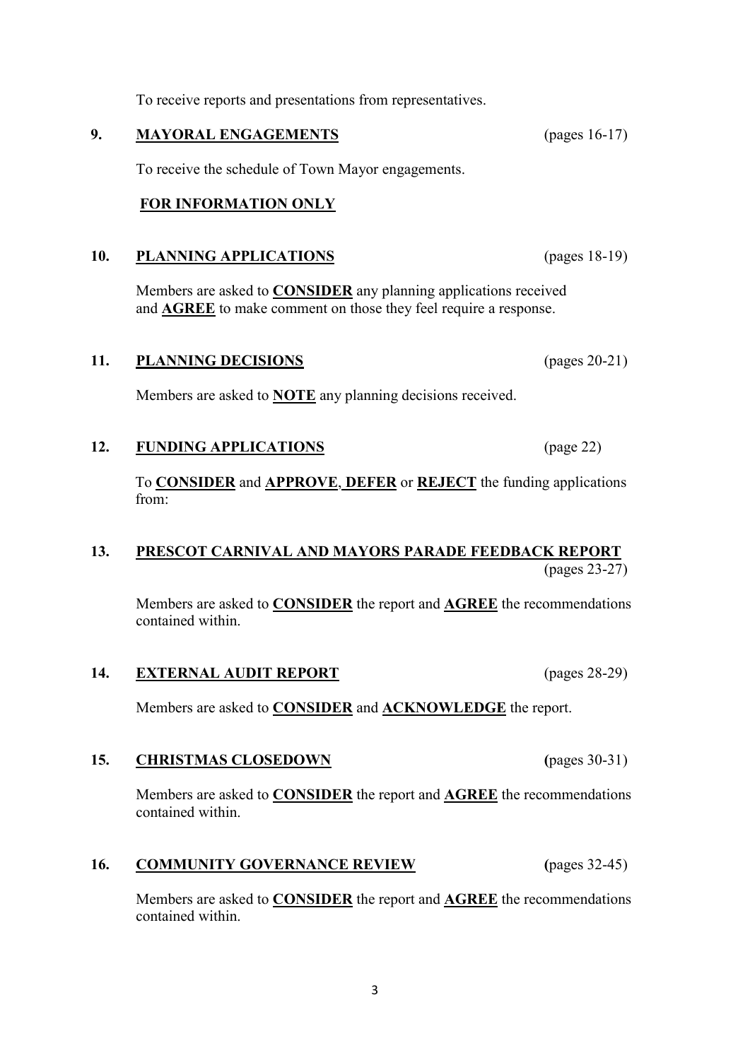To receive reports and presentations from representatives.

**9. MAYORAL ENGAGEMENTS** (pages 16-17)

To receive the schedule of Town Mayor engagements.

**FOR INFORMATION ONLY**

**10. PLANNING APPLICATIONS** (pages 18-19)

Members are asked to **CONSIDER** any planning applications received and **AGREE** to make comment on those they feel require a response.

**11. PLANNING DECISIONS** (pages 20-21)

Members are asked to **NOTE** any planning decisions received.

**12. FUNDING APPLICATIONS** (page 22)

To **CONSIDER** and **APPROVE**, **DEFER** or **REJECT** the funding applications from:

**13. PRESCOT CARNIVAL AND MAYORS PARADE FEEDBACK REPORT** (pages 23-27)

Members are asked to **CONSIDER** the report and **AGREE** the recommendations contained within.

**14. EXTERNAL AUDIT REPORT** (pages 28-29)

Members are asked to **CONSIDER** and **ACKNOWLEDGE** the report.

**15. CHRISTMAS CLOSEDOWN** (pages 30-31)

Members are asked to **CONSIDER** the report and **AGREE** the recommendations contained within.

**16. COMMUNITY GOVERNANCE REVIEW** (pages 32-45)

Members are asked to **CONSIDER** the report and **AGREE** the recommendations contained within.